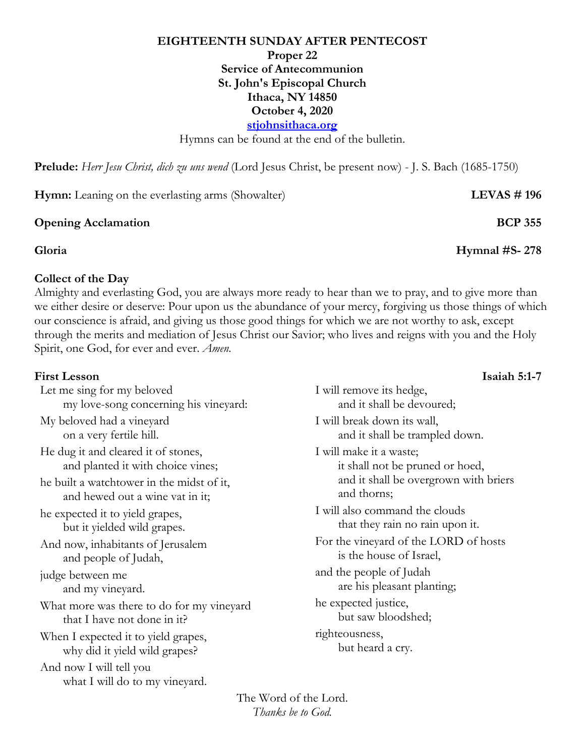**EIGHTEENTH SUNDAY AFTER PENTECOST**
**Proper 22**
**Service of Antecommunion**
**St. John's Episcopal Church**
**Ithaca, NY 14850**
**October 4, 2020**
**[stjohnsithaca.org](stjohnsithaca.org)**

Hymns can be found at the end of the bulletin.

**Prelude:** *Herr Jesu Christ, dich zu uns wend* (Lord Jesus Christ, be present now) - J. S. Bach (1685-1750)

**Hymn:** Leaning on the everlasting arms (Showalter) **LEVAS # 196**

**Opening Acclamation** **BCP 355**

**Gloria** **Hymnal #S- 278**

**Collect of the Day**

Almighty and everlasting God, you are always more ready to hear than we to pray, and to give more than we either desire or deserve: Pour upon us the abundance of your mercy, forgiving us those things of which our conscience is afraid, and giving us those good things for which we are not worthy to ask, except through the merits and mediation of Jesus Christ our Savior; who lives and reigns with you and the Holy Spirit, one God, for ever and ever. *Amen.*

**First Lesson** **Isaiah 5:1-7**

Let me sing for my beloved
  my love-song concerning his vineyard:
My beloved had a vineyard
  on a very fertile hill.
He dug it and cleared it of stones,
  and planted it with choice vines;
he built a watchtower in the midst of it,
  and hewed out a wine vat in it;
he expected it to yield grapes,
  but it yielded wild grapes.
And now, inhabitants of Jerusalem
  and people of Judah,
judge between me
  and my vineyard.
What more was there to do for my vineyard
  that I have not done in it?
When I expected it to yield grapes,
  why did it yield wild grapes?
And now I will tell you
  what I will do to my vineyard.
I will remove its hedge,
  and it shall be devoured;
I will break down its wall,
  and it shall be trampled down.
I will make it a waste;
  it shall not be pruned or hoed,
  and it shall be overgrown with briers
  and thorns;
I will also command the clouds
  that they rain no rain upon it.
For the vineyard of the LORD of hosts
  is the house of Israel,
and the people of Judah
  are his pleasant planting;
he expected justice,
  but saw bloodshed;
righteousness,
  but heard a cry.

The Word of the Lord.
*Thanks be to God.*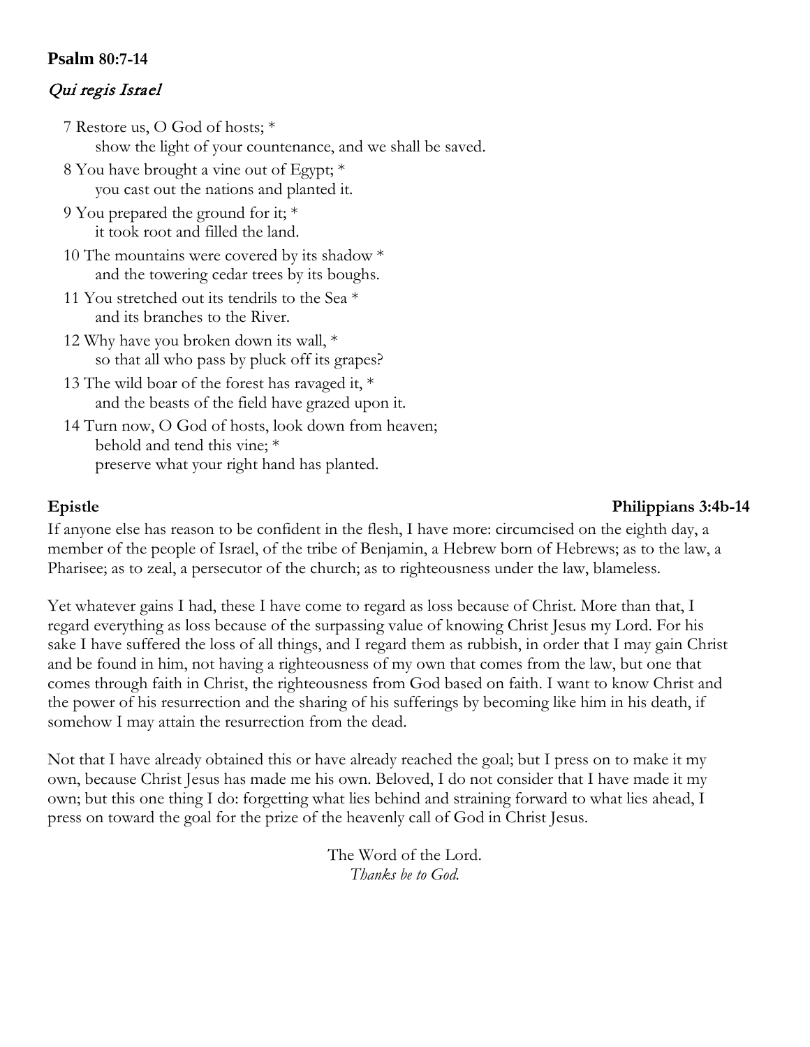## **Psalm 80:7-14**

*Qui regis Israel*

7 Restore us, O God of hosts; *
show the light of your countenance, and we shall be saved.

8 You have brought a vine out of Egypt; *
you cast out the nations and planted it.

9 You prepared the ground for it; *
it took root and filled the land.

10 The mountains were covered by its shadow *
and the towering cedar trees by its boughs.

11 You stretched out its tendrils to the Sea *
and its branches to the River.

12 Why have you broken down its wall, *
so that all who pass by pluck off its grapes?

13 The wild boar of the forest has ravaged it, *
and the beasts of the field have grazed upon it.

14 Turn now, O God of hosts, look down from heaven;
behold and tend this vine; *
preserve what your right hand has planted.

## **Epistle** **Philippians 3:4b-14**

If anyone else has reason to be confident in the flesh, I have more: circumcised on the eighth day, a member of the people of Israel, of the tribe of Benjamin, a Hebrew born of Hebrews; as to the law, a Pharisee; as to zeal, a persecutor of the church; as to righteousness under the law, blameless.

Yet whatever gains I had, these I have come to regard as loss because of Christ. More than that, I regard everything as loss because of the surpassing value of knowing Christ Jesus my Lord. For his sake I have suffered the loss of all things, and I regard them as rubbish, in order that I may gain Christ and be found in him, not having a righteousness of my own that comes from the law, but one that comes through faith in Christ, the righteousness from God based on faith. I want to know Christ and the power of his resurrection and the sharing of his sufferings by becoming like him in his death, if somehow I may attain the resurrection from the dead.

Not that I have already obtained this or have already reached the goal; but I press on to make it my own, because Christ Jesus has made me his own. Beloved, I do not consider that I have made it my own; but this one thing I do: forgetting what lies behind and straining forward to what lies ahead, I press on toward the goal for the prize of the heavenly call of God in Christ Jesus.

The Word of the Lord.
*Thanks be to God.*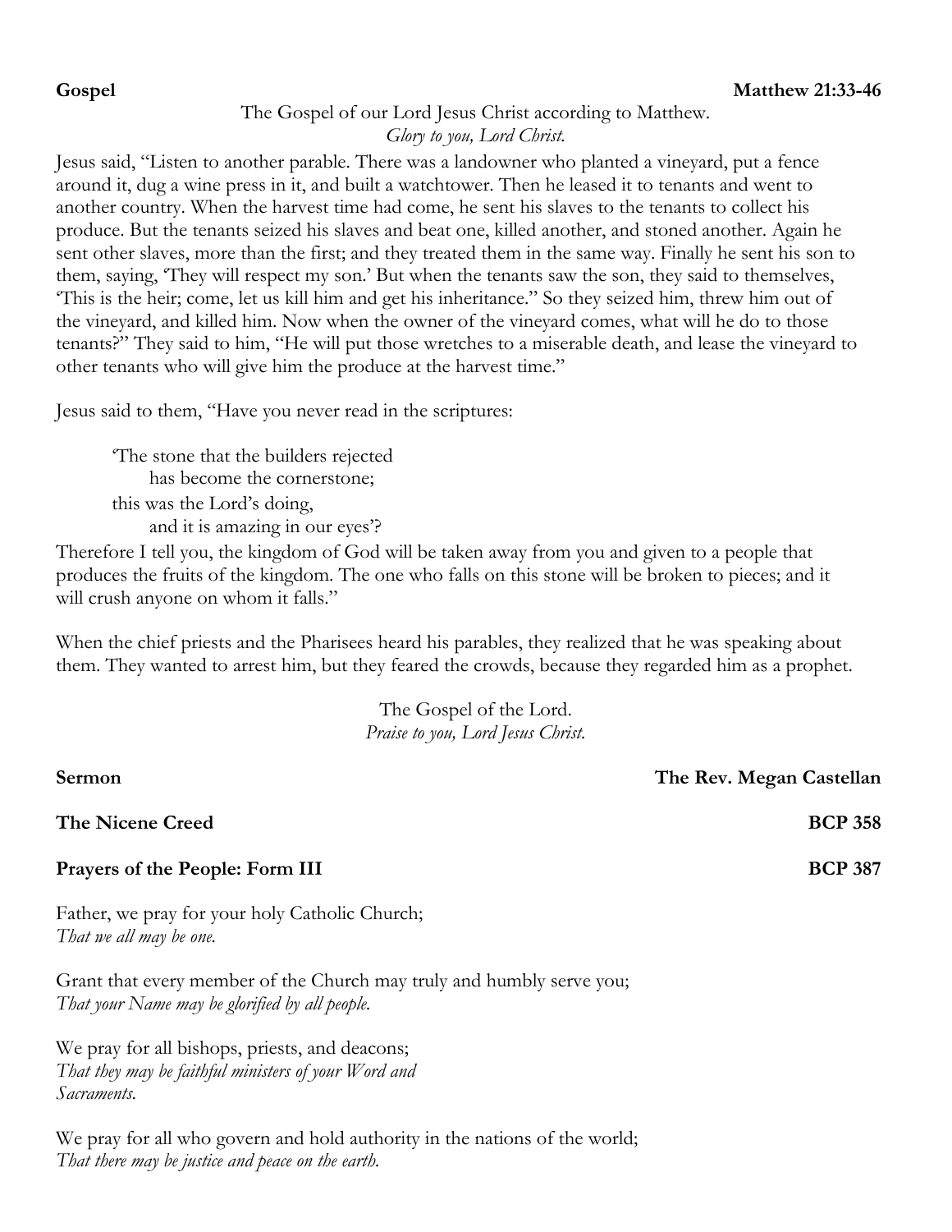**Gospel** **Matthew 21:33-46**

The Gospel of our Lord Jesus Christ according to Matthew.
*Glory to you, Lord Christ.*

Jesus said, "Listen to another parable. There was a landowner who planted a vineyard, put a fence around it, dug a wine press in it, and built a watchtower. Then he leased it to tenants and went to another country. When the harvest time had come, he sent his slaves to the tenants to collect his produce. But the tenants seized his slaves and beat one, killed another, and stoned another. Again he sent other slaves, more than the first; and they treated them in the same way. Finally he sent his son to them, saying, 'They will respect my son.' But when the tenants saw the son, they said to themselves, 'This is the heir; come, let us kill him and get his inheritance." So they seized him, threw him out of the vineyard, and killed him. Now when the owner of the vineyard comes, what will he do to those tenants?" They said to him, "He will put those wretches to a miserable death, and lease the vineyard to other tenants who will give him the produce at the harvest time."

Jesus said to them, "Have you never read in the scriptures:

> 'The stone that the builders rejected
> has become the cornerstone;
> this was the Lord's doing,
> and it is amazing in our eyes'?

Therefore I tell you, the kingdom of God will be taken away from you and given to a people that produces the fruits of the kingdom. The one who falls on this stone will be broken to pieces; and it will crush anyone on whom it falls."

When the chief priests and the Pharisees heard his parables, they realized that he was speaking about them. They wanted to arrest him, but they feared the crowds, because they regarded him as a prophet.

The Gospel of the Lord.
*Praise to you, Lord Jesus Christ.*

**Sermon** **The Rev. Megan Castellan**

**The Nicene Creed** **BCP 358**

**Prayers of the People: Form III** **BCP 387**

Father, we pray for your holy Catholic Church;
*That we all may be one.*

Grant that every member of the Church may truly and humbly serve you;
*That your Name may be glorified by all people.*

We pray for all bishops, priests, and deacons;
*That they may be faithful ministers of your Word and Sacraments.*

We pray for all who govern and hold authority in the nations of the world;
*That there may be justice and peace on the earth.*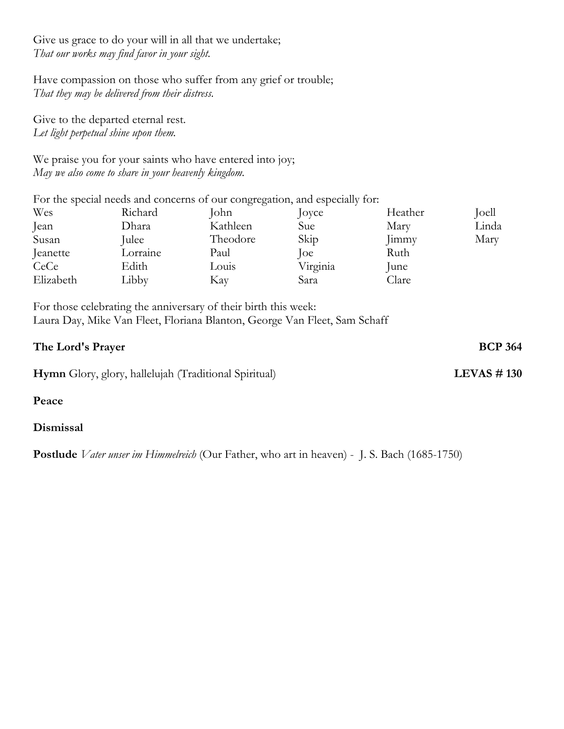Give us grace to do your will in all that we undertake;
*That our works may find favor in your sight.*

Have compassion on those who suffer from any grief or trouble;
*That they may be delivered from their distress.*

Give to the departed eternal rest.
*Let light perpetual shine upon them.*

We praise you for your saints who have entered into joy;
*May we also come to share in your heavenly kingdom.*

For the special needs and concerns of our congregation, and especially for:

| | | | | | |
|---|---|---|---|---|---|
| Wes | Richard | John | Joyce | Heather | Joell |
| Jean | Dhara | Kathleen | Sue | Mary | Linda |
| Susan | Julee | Theodore | Skip | Jimmy | Mary |
| Jeanette | Lorraine | Paul | Joe | Ruth | |
| CeCe | Edith | Louis | Virginia | June | |
| Elizabeth | Libby | Kay | Sara | Clare | |

For those celebrating the anniversary of their birth this week:
Laura Day, Mike Van Fleet, Floriana Blanton, George Van Fleet, Sam Schaff

**The Lord's Prayer** **BCP 364**

**Hymn** Glory, glory, hallelujah (Traditional Spiritual) **LEVAS # 130**

**Peace**

**Dismissal**

**Postlude** *Vater unser im Himmelreich* (Our Father, who art in heaven) - J. S. Bach (1685-1750)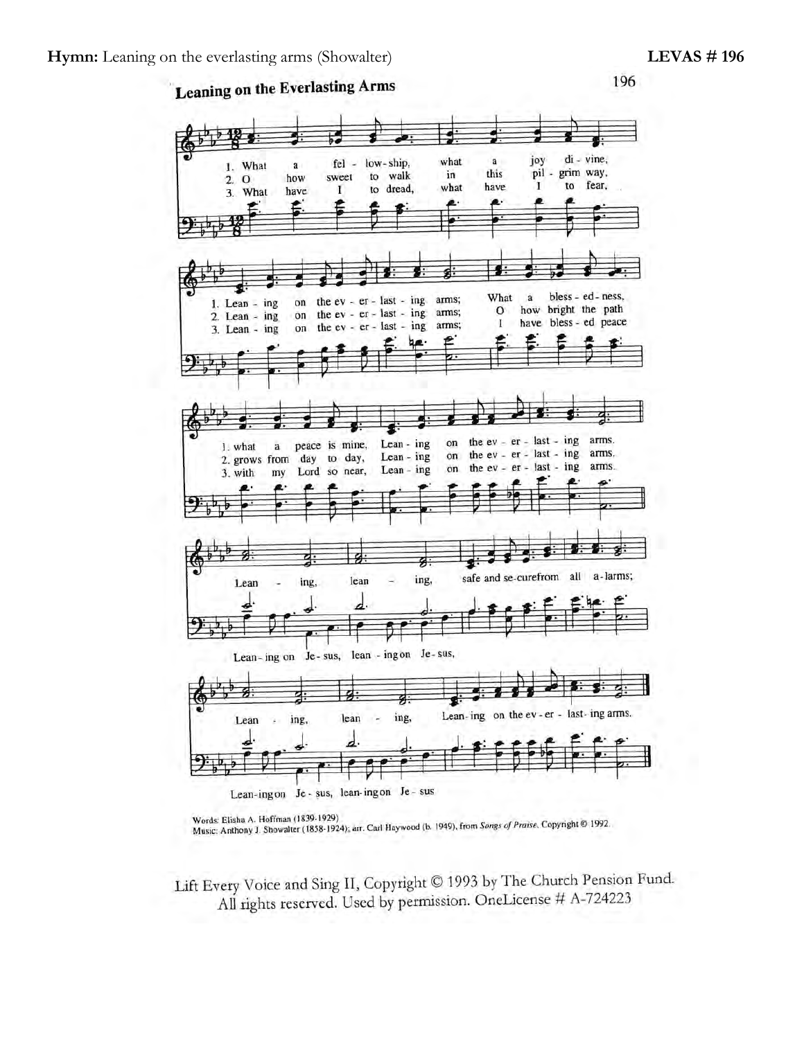**Hymn:** Leaning on the everlasting arms (Showalter) **LEVAS # 196**

## Leaning on the Everlasting Arms

1. What a fellowship, what a joy divine, Leaning on the everlasting arms; What a blessedness, what a peace is mine, Leaning on the everlasting arms.
2. O how sweet to walk in this pilgrim way, Leaning on the everlasting arms; O how bright the path grows from day to day, Leaning on the everlasting arms.
3. What have I to dread, what have I to fear, Leaning on the everlasting arms; I have blessed peace with my Lord so near, Leaning on the everlasting arms.

Refrain:
Leaning, leaning, (Leaning on Jesus, leaning on Jesus,) safe and secure from all alarms;
Leaning, leaning, (Leaning on Jesus, leaning on Jesus) Leaning on the everlasting arms.

Words: Elisha A. Hoffman (1839-1929)
Music: Anthony J. Showalter (1858-1924); arr. Carl Haywood (b. 1949), from *Songs of Praise*. Copyright © 1992.

Lift Every Voice and Sing II, Copyright © 1993 by The Church Pension Fund. All rights reserved. Used by permission. OneLicense # A-724223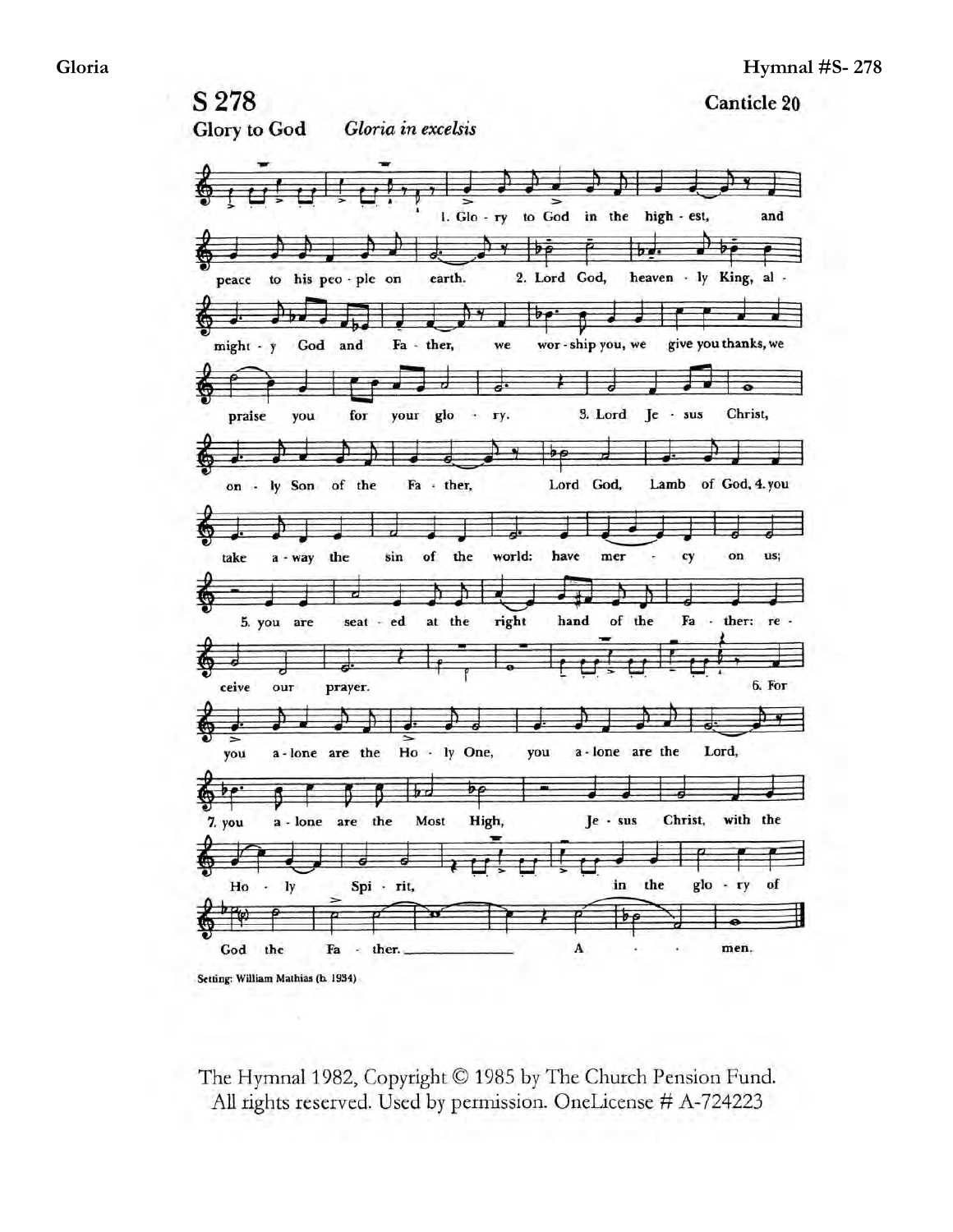**Gloria** **Hymnal #S- 278**

# S 278

**Canticle 20**

## Glory to God *Gloria in excelsis*

1. Glo - ry to God in the high - est, and peace to his peo - ple on earth.
2. Lord God, heaven - ly King, al - might - y God and Fa - ther, we wor - ship you, we give you thanks, we praise you for your glo - ry.
3. Lord Je - sus Christ, on - ly Son of the Fa - ther, Lord God, Lamb of God,
4. you take a - way the sin of the world: have mer - cy on us;
5. you are seat - ed at the right hand of the Fa - ther: re - ceive our prayer.
6. For you a - lone are the Ho - ly One, you a - lone are the Lord,
7. you a - lone are the Most High, Je - sus Christ, with the Ho - ly Spi - rit, in the glo - ry of God the Fa - ther. A - men.

Setting: William Mathias (b. 1934)

The Hymnal 1982, Copyright © 1985 by The Church Pension Fund.
All rights reserved. Used by permission. OneLicense # A-724223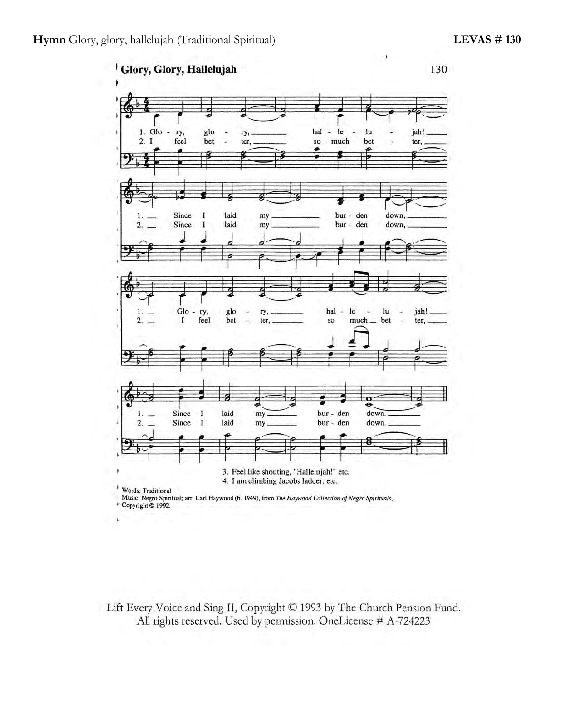**Hymn** Glory, glory, hallelujah (Traditional Spiritual) **LEVAS # 130**

## Glory, Glory, Hallelujah

130

1. Glo - ry, glo - ry, hal - le - lu - jah! Since I laid my bur - den down, Glo - ry, glo - ry, hal - le - lu - jah! Since I laid my bur - den down.
2. I feel bet - ter, so much bet - ter, Since I laid my bur - den down, I feel bet - ter, so much bet - ter, Since I laid my bur - den down.

3. Feel like shouting, "Hallelujah!" etc.
4. I am climbing Jacobs ladder. etc.

Words: Traditional
Music: Negro Spiritual; arr. Carl Haywood (b. 1949), from *The Haywood Collection of Negro Spirituals*,
Copyright © 1992.

Lift Every Voice and Sing II, Copyright © 1993 by The Church Pension Fund.
All rights reserved. Used by permission. OneLicense # A-724223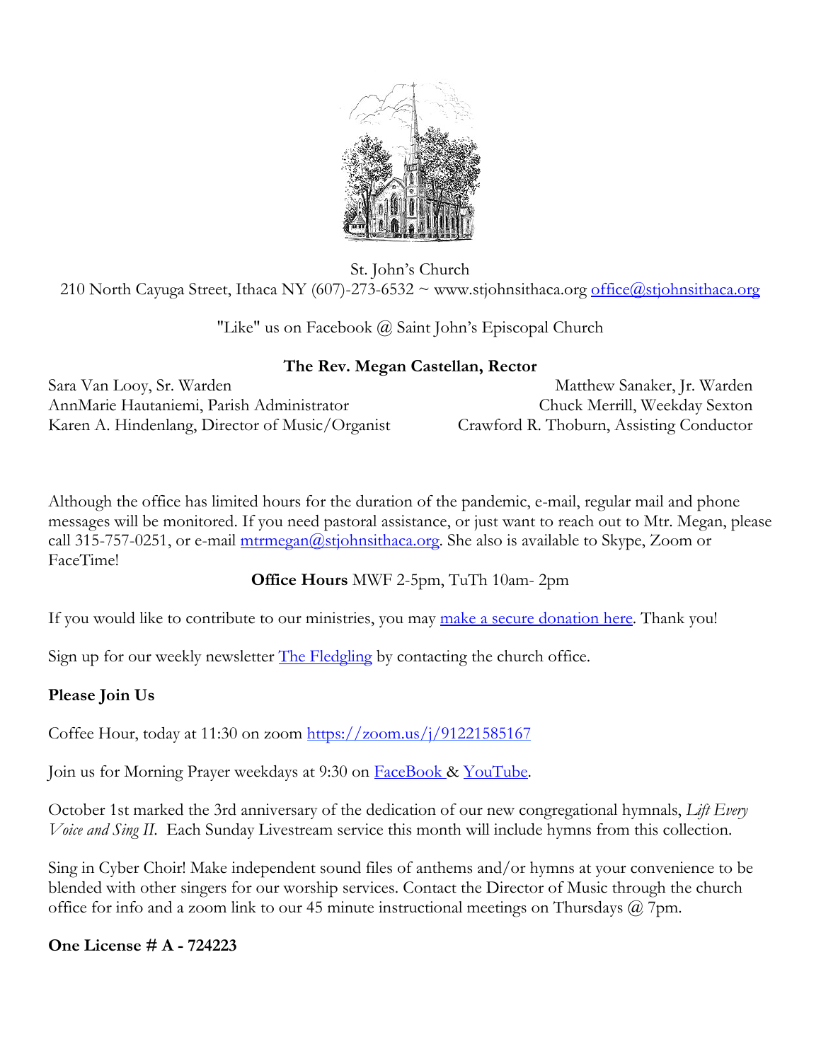St. John's Church
210 North Cayuga Street, Ithaca NY (607)-273-6532 ~ www.stjohnsithaca.org office@stjohnsithaca.org

"Like" us on Facebook @ Saint John's Episcopal Church

**The Rev. Megan Castellan, Rector**

Sara Van Looy, Sr. Warden
Matthew Sanaker, Jr. Warden
AnnMarie Hautaniemi, Parish Administrator
Chuck Merrill, Weekday Sexton
Karen A. Hindenlang, Director of Music/Organist
Crawford R. Thoburn, Assisting Conductor

Although the office has limited hours for the duration of the pandemic, e-mail, regular mail and phone messages will be monitored. If you need pastoral assistance, or just want to reach out to Mtr. Megan, please call 315-757-0251, or e-mail mtrmegan@stjohnsithaca.org. She also is available to Skype, Zoom or FaceTime!

**Office Hours** MWF 2-5pm, TuTh 10am- 2pm

If you would like to contribute to our ministries, you may make a secure donation here. Thank you!

Sign up for our weekly newsletter The Fledgling by contacting the church office.

**Please Join Us**

Coffee Hour, today at 11:30 on zoom https://zoom.us/j/91221585167

Join us for Morning Prayer weekdays at 9:30 on FaceBook & YouTube.

October 1st marked the 3rd anniversary of the dedication of our new congregational hymnals, *Lift Every Voice and Sing II.* Each Sunday Livestream service this month will include hymns from this collection.

Sing in Cyber Choir! Make independent sound files of anthems and/or hymns at your convenience to be blended with other singers for our worship services. Contact the Director of Music through the church office for info and a zoom link to our 45 minute instructional meetings on Thursdays @ 7pm.

**One License # A - 724223**